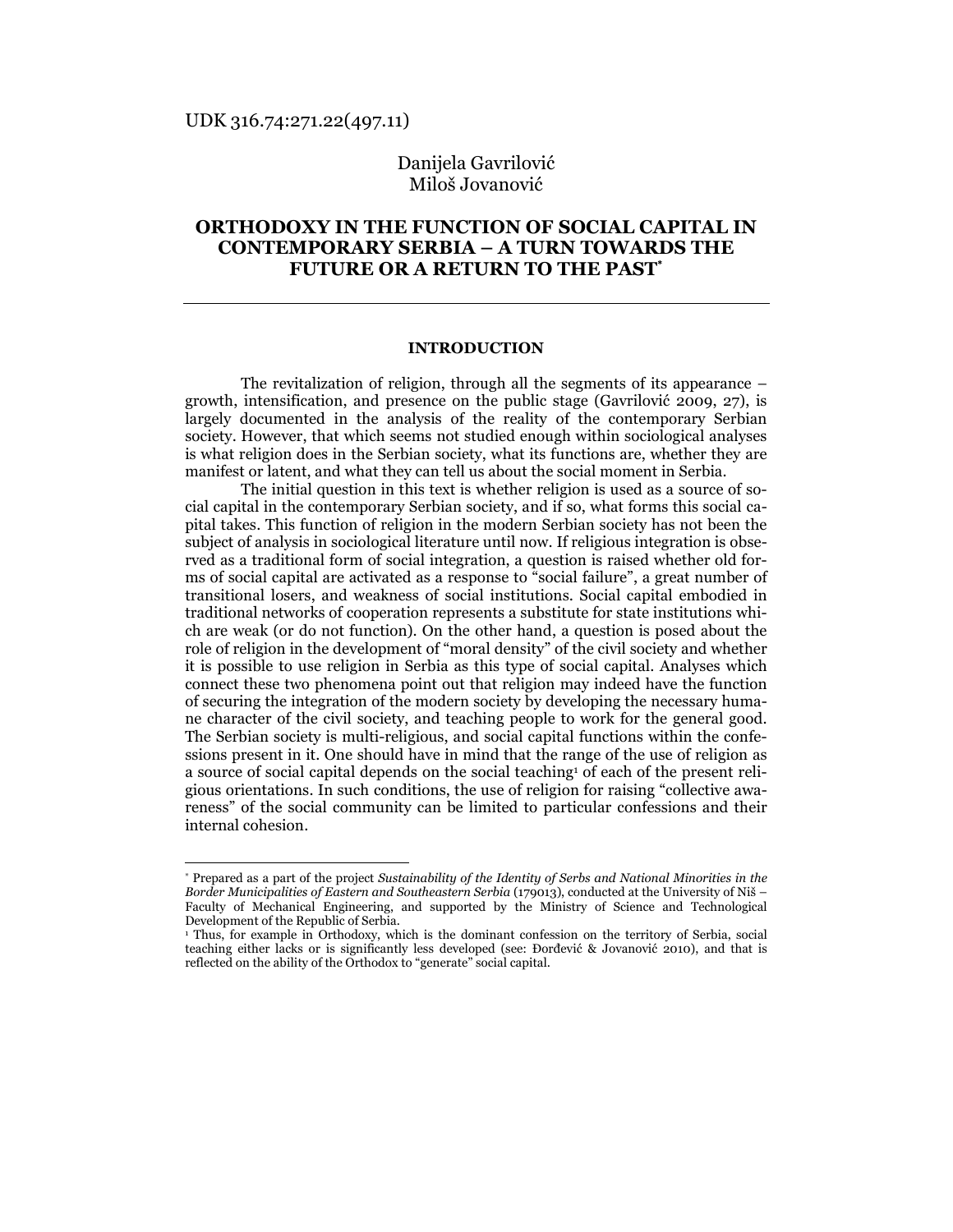UDK 316.74:271.22(497.11)

Danijela Gavrilović
Miloš Jovanović

# ORTHODOXY IN THE FUNCTION OF SOCIAL CAPITAL IN CONTEMPORARY SERBIA – A TURN TOWARDS THE FUTURE OR A RETURN TO THE PAST[*]

## INTRODUCTION

The revitalization of religion, through all the segments of its appearance – growth, intensification, and presence on the public stage (Gavrilović 2009, 27), is largely documented in the analysis of the reality of the contemporary Serbian society. However, that which seems not studied enough within sociological analyses is what religion does in the Serbian society, what its functions are, whether they are manifest or latent, and what they can tell us about the social moment in Serbia.

The initial question in this text is whether religion is used as a source of social capital in the contemporary Serbian society, and if so, what forms this social capital takes. This function of religion in the modern Serbian society has not been the subject of analysis in sociological literature until now. If religious integration is observed as a traditional form of social integration, a question is raised whether old forms of social capital are activated as a response to "social failure", a great number of transitional losers, and weakness of social institutions. Social capital embodied in traditional networks of cooperation represents a substitute for state institutions which are weak (or do not function). On the other hand, a question is posed about the role of religion in the development of "moral density" of the civil society and whether it is possible to use religion in Serbia as this type of social capital. Analyses which connect these two phenomena point out that religion may indeed have the function of securing the integration of the modern society by developing the necessary humane character of the civil society, and teaching people to work for the general good. The Serbian society is multi-religious, and social capital functions within the confessions present in it. One should have in mind that the range of the use of religion as a source of social capital depends on the social teaching[1] of each of the present religious orientations. In such conditions, the use of religion for raising "collective awareness" of the social community can be limited to particular confessions and their internal cohesion.

---

[*] Prepared as a part of the project *Sustainability of the Identity of Serbs and National Minorities in the Border Municipalities of Eastern and Southeastern Serbia* (179013), conducted at the University of Niš – Faculty of Mechanical Engineering, and supported by the Ministry of Science and Technological Development of the Republic of Serbia.

[1] Thus, for example in Orthodoxy, which is the dominant confession on the territory of Serbia, social teaching either lacks or is significantly less developed (see: Đorđević & Jovanović 2010), and that is reflected on the ability of the Orthodox to "generate" social capital.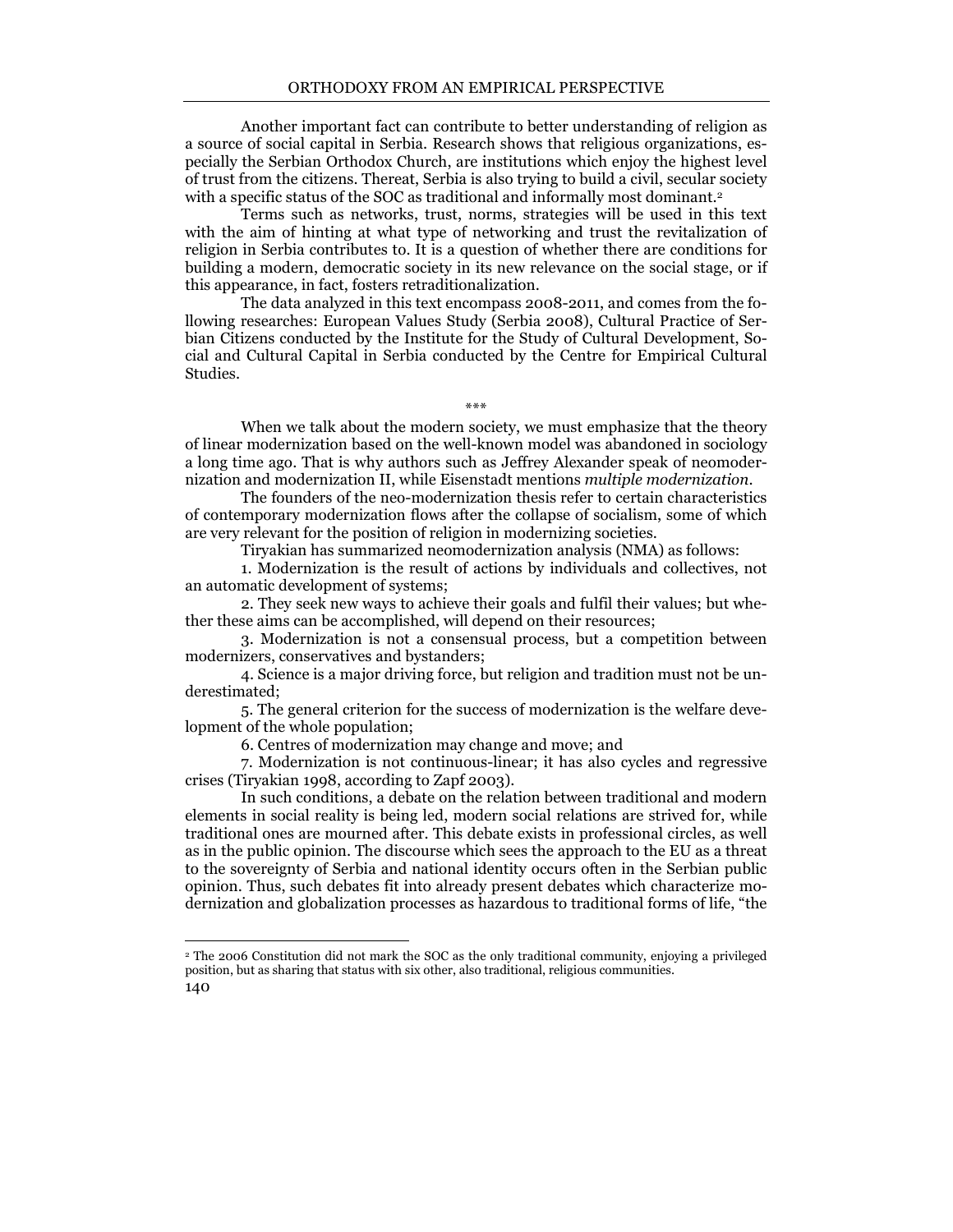Another important fact can contribute to better understanding of religion as a source of social capital in Serbia. Research shows that religious organizations, especially the Serbian Orthodox Church, are institutions which enjoy the highest level of trust from the citizens. Thereat, Serbia is also trying to build a civil, secular society with a specific status of the SOC as traditional and informally most dominant.[2]

Terms such as networks, trust, norms, strategies will be used in this text with the aim of hinting at what type of networking and trust the revitalization of religion in Serbia contributes to. It is a question of whether there are conditions for building a modern, democratic society in its new relevance on the social stage, or if this appearance, in fact, fosters retraditionalization.

The data analyzed in this text encompass 2008-2011, and comes from the following researches: European Values Study (Serbia 2008), Cultural Practice of Serbian Citizens conducted by the Institute for the Study of Cultural Development, Social and Cultural Capital in Serbia conducted by the Centre for Empirical Cultural Studies.

\*\*\*

When we talk about the modern society, we must emphasize that the theory of linear modernization based on the well-known model was abandoned in sociology a long time ago. That is why authors such as Jeffrey Alexander speak of neomodernization and modernization II, while Eisenstadt mentions *multiple modernization*.

The founders of the neo-modernization thesis refer to certain characteristics of contemporary modernization flows after the collapse of socialism, some of which are very relevant for the position of religion in modernizing societies.

Tiryakian has summarized neomodernization analysis (NMA) as follows:

1. Modernization is the result of actions by individuals and collectives, not an automatic development of systems;
2. They seek new ways to achieve their goals and fulfil their values; but whether these aims can be accomplished, will depend on their resources;
3. Modernization is not a consensual process, but a competition between modernizers, conservatives and bystanders;
4. Science is a major driving force, but religion and tradition must not be underestimated;
5. The general criterion for the success of modernization is the welfare development of the whole population;
6. Centres of modernization may change and move; and
7. Modernization is not continuous-linear; it has also cycles and regressive crises (Tiryakian 1998, according to Zapf 2003).

In such conditions, a debate on the relation between traditional and modern elements in social reality is being led, modern social relations are strived for, while traditional ones are mourned after. This debate exists in professional circles, as well as in the public opinion. The discourse which sees the approach to the EU as a threat to the sovereignty of Serbia and national identity occurs often in the Serbian public opinion. Thus, such debates fit into already present debates which characterize modernization and globalization processes as hazardous to traditional forms of life, "the

[2] The 2006 Constitution did not mark the SOC as the only traditional community, enjoying a privileged position, but as sharing that status with six other, also traditional, religious communities.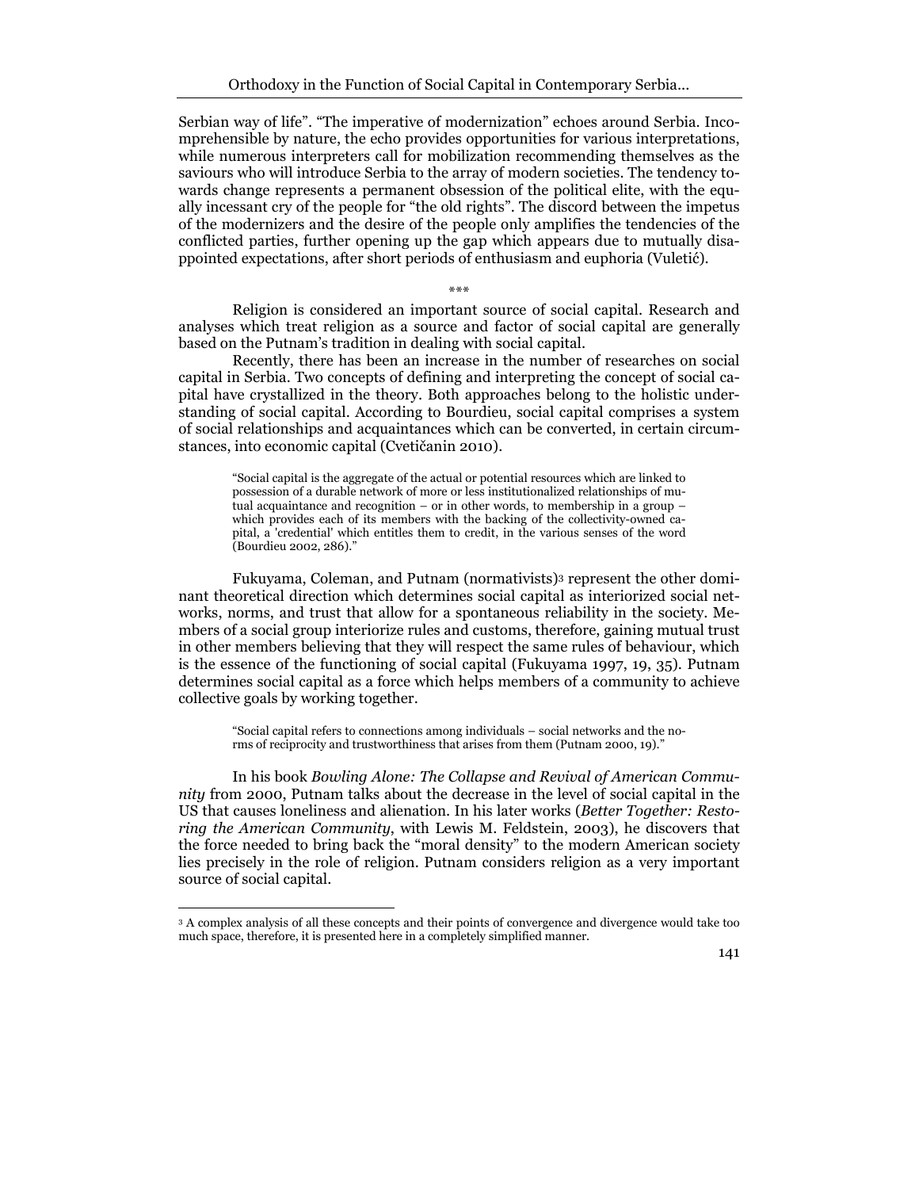Serbian way of life". "The imperative of modernization" echoes around Serbia. Incomprehensible by nature, the echo provides opportunities for various interpretations, while numerous interpreters call for mobilization recommending themselves as the saviours who will introduce Serbia to the array of modern societies. The tendency towards change represents a permanent obsession of the political elite, with the equally incessant cry of the people for "the old rights". The discord between the impetus of the modernizers and the desire of the people only amplifies the tendencies of the conflicted parties, further opening up the gap which appears due to mutually disappointed expectations, after short periods of enthusiasm and euphoria (Vuletić).

\*\*\*

Religion is considered an important source of social capital. Research and analyses which treat religion as a source and factor of social capital are generally based on the Putnam's tradition in dealing with social capital.

Recently, there has been an increase in the number of researches on social capital in Serbia. Two concepts of defining and interpreting the concept of social capital have crystallized in the theory. Both approaches belong to the holistic understanding of social capital. According to Bourdieu, social capital comprises a system of social relationships and acquaintances which can be converted, in certain circumstances, into economic capital (Cvetičanin 2010).

> "Social capital is the aggregate of the actual or potential resources which are linked to possession of a durable network of more or less institutionalized relationships of mutual acquaintance and recognition – or in other words, to membership in a group – which provides each of its members with the backing of the collectivity-owned capital, a 'credential' which entitles them to credit, in the various senses of the word (Bourdieu 2002, 286)."

Fukuyama, Coleman, and Putnam (normativists)[3] represent the other dominant theoretical direction which determines social capital as interiorized social networks, norms, and trust that allow for a spontaneous reliability in the society. Members of a social group interiorize rules and customs, therefore, gaining mutual trust in other members believing that they will respect the same rules of behaviour, which is the essence of the functioning of social capital (Fukuyama 1997, 19, 35). Putnam determines social capital as a force which helps members of a community to achieve collective goals by working together.

> "Social capital refers to connections among individuals – social networks and the norms of reciprocity and trustworthiness that arises from them (Putnam 2000, 19)."

In his book *Bowling Alone: The Collapse and Revival of American Community* from 2000, Putnam talks about the decrease in the level of social capital in the US that causes loneliness and alienation. In his later works (*Better Together: Restoring the American Community*, with Lewis M. Feldstein, 2003), he discovers that the force needed to bring back the "moral density" to the modern American society lies precisely in the role of religion. Putnam considers religion as a very important source of social capital.

---

[3] A complex analysis of all these concepts and their points of convergence and divergence would take too much space, therefore, it is presented here in a completely simplified manner.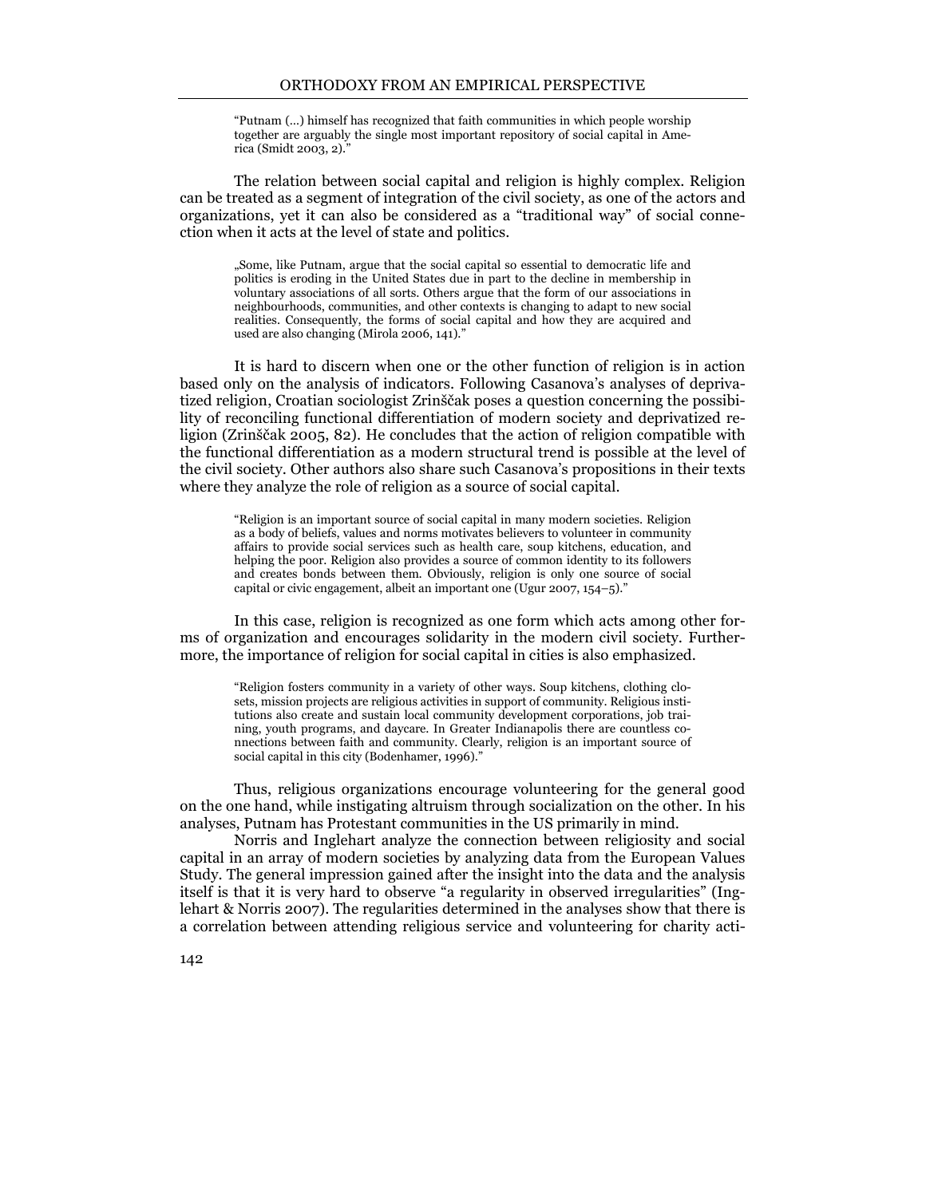> "Putnam (...) himself has recognized that faith communities in which people worship together are arguably the single most important repository of social capital in America (Smidt 2003, 2)."

The relation between social capital and religion is highly complex. Religion can be treated as a segment of integration of the civil society, as one of the actors and organizations, yet it can also be considered as a "traditional way" of social connection when it acts at the level of state and politics.

> „Some, like Putnam, argue that the social capital so essential to democratic life and politics is eroding in the United States due in part to the decline in membership in voluntary associations of all sorts. Others argue that the form of our associations in neighbourhoods, communities, and other contexts is changing to adapt to new social realities. Consequently, the forms of social capital and how they are acquired and used are also changing (Mirola 2006, 141)."

It is hard to discern when one or the other function of religion is in action based only on the analysis of indicators. Following Casanova's analyses of deprivatized religion, Croatian sociologist Zrinščak poses a question concerning the possibility of reconciling functional differentiation of modern society and deprivatized religion (Zrinščak 2005, 82). He concludes that the action of religion compatible with the functional differentiation as a modern structural trend is possible at the level of the civil society. Other authors also share such Casanova's propositions in their texts where they analyze the role of religion as a source of social capital.

> "Religion is an important source of social capital in many modern societies. Religion as a body of beliefs, values and norms motivates believers to volunteer in community affairs to provide social services such as health care, soup kitchens, education, and helping the poor. Religion also provides a source of common identity to its followers and creates bonds between them. Obviously, religion is only one source of social capital or civic engagement, albeit an important one (Ugur 2007, 154–5)."

In this case, religion is recognized as one form which acts among other forms of organization and encourages solidarity in the modern civil society. Furthermore, the importance of religion for social capital in cities is also emphasized.

> "Religion fosters community in a variety of other ways. Soup kitchens, clothing closets, mission projects are religious activities in support of community. Religious institutions also create and sustain local community development corporations, job training, youth programs, and daycare. In Greater Indianapolis there are countless connections between faith and community. Clearly, religion is an important source of social capital in this city (Bodenhamer, 1996)."

Thus, religious organizations encourage volunteering for the general good on the one hand, while instigating altruism through socialization on the other. In his analyses, Putnam has Protestant communities in the US primarily in mind.

Norris and Inglehart analyze the connection between religiosity and social capital in an array of modern societies by analyzing data from the European Values Study. The general impression gained after the insight into the data and the analysis itself is that it is very hard to observe "a regularity in observed irregularities" (Inglehart & Norris 2007). The regularities determined in the analyses show that there is a correlation between attending religious service and volunteering for charity acti-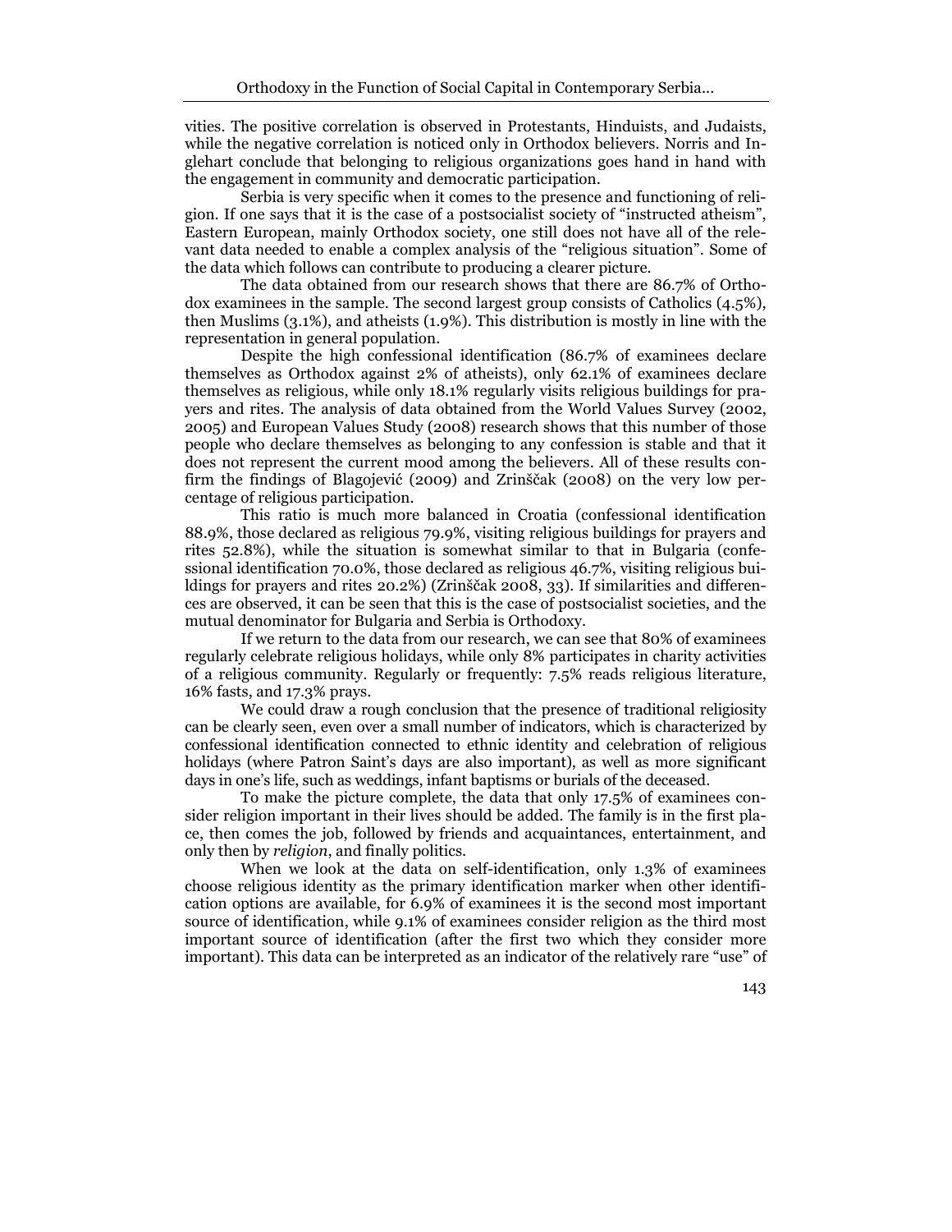vities. The positive correlation is observed in Protestants, Hinduists, and Judaists, while the negative correlation is noticed only in Orthodox believers. Norris and Inglehart conclude that belonging to religious organizations goes hand in hand with the engagement in community and democratic participation.

Serbia is very specific when it comes to the presence and functioning of religion. If one says that it is the case of a postsocialist society of "instructed atheism", Eastern European, mainly Orthodox society, one still does not have all of the relevant data needed to enable a complex analysis of the "religious situation". Some of the data which follows can contribute to producing a clearer picture.

The data obtained from our research shows that there are 86.7% of Orthodox examinees in the sample. The second largest group consists of Catholics (4.5%), then Muslims (3.1%), and atheists (1.9%). This distribution is mostly in line with the representation in general population.

Despite the high confessional identification (86.7% of examinees declare themselves as Orthodox against 2% of atheists), only 62.1% of examinees declare themselves as religious, while only 18.1% regularly visits religious buildings for prayers and rites. The analysis of data obtained from the World Values Survey (2002, 2005) and European Values Study (2008) research shows that this number of those people who declare themselves as belonging to any confession is stable and that it does not represent the current mood among the believers. All of these results confirm the findings of Blagojević (2009) and Zrinščak (2008) on the very low percentage of religious participation.

This ratio is much more balanced in Croatia (confessional identification 88.9%, those declared as religious 79.9%, visiting religious buildings for prayers and rites 52.8%), while the situation is somewhat similar to that in Bulgaria (confessional identification 70.0%, those declared as religious 46.7%, visiting religious buildings for prayers and rites 20.2%) (Zrinščak 2008, 33). If similarities and differences are observed, it can be seen that this is the case of postsocialist societies, and the mutual denominator for Bulgaria and Serbia is Orthodoxy.

If we return to the data from our research, we can see that 80% of examinees regularly celebrate religious holidays, while only 8% participates in charity activities of a religious community. Regularly or frequently: 7.5% reads religious literature, 16% fasts, and 17.3% prays.

We could draw a rough conclusion that the presence of traditional religiosity can be clearly seen, even over a small number of indicators, which is characterized by confessional identification connected to ethnic identity and celebration of religious holidays (where Patron Saint's days are also important), as well as more significant days in one's life, such as weddings, infant baptisms or burials of the deceased.

To make the picture complete, the data that only 17.5% of examinees consider religion important in their lives should be added. The family is in the first place, then comes the job, followed by friends and acquaintances, entertainment, and only then by *religion*, and finally politics.

When we look at the data on self-identification, only 1.3% of examinees choose religious identity as the primary identification marker when other identification options are available, for 6.9% of examinees it is the second most important source of identification, while 9.1% of examinees consider religion as the third most important source of identification (after the first two which they consider more important). This data can be interpreted as an indicator of the relatively rare "use" of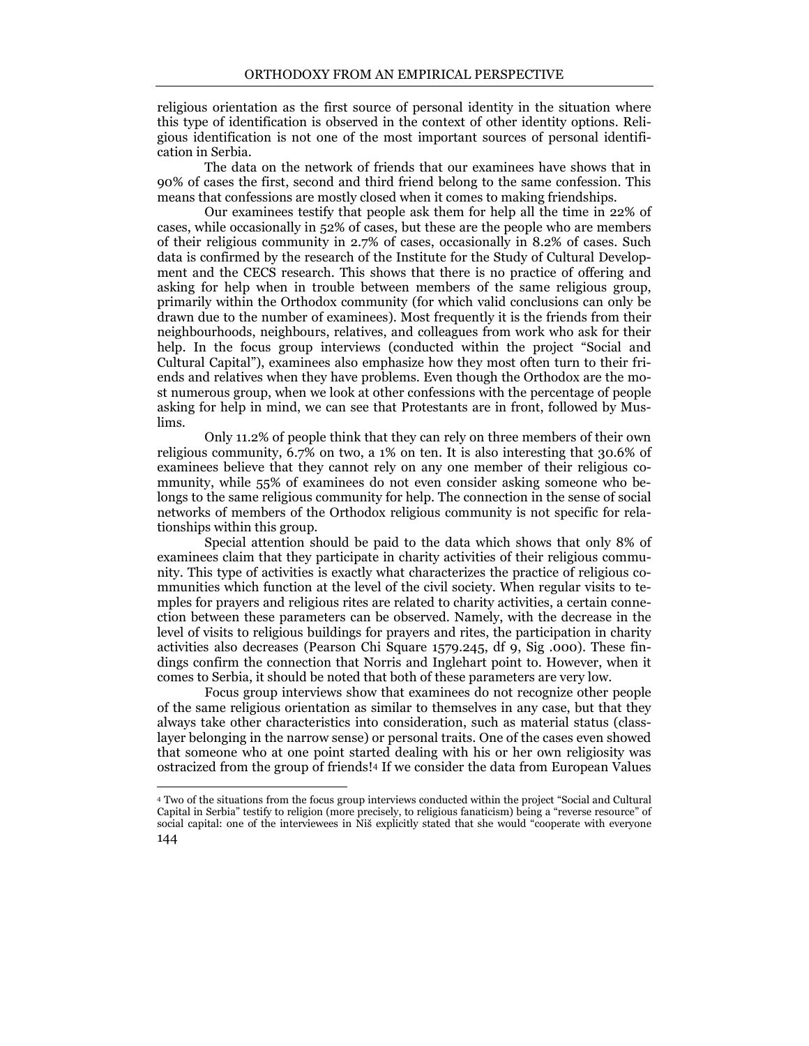religious orientation as the first source of personal identity in the situation where this type of identification is observed in the context of other identity options. Religious identification is not one of the most important sources of personal identification in Serbia.

The data on the network of friends that our examinees have shows that in 90% of cases the first, second and third friend belong to the same confession. This means that confessions are mostly closed when it comes to making friendships.

Our examinees testify that people ask them for help all the time in 22% of cases, while occasionally in 52% of cases, but these are the people who are members of their religious community in 2.7% of cases, occasionally in 8.2% of cases. Such data is confirmed by the research of the Institute for the Study of Cultural Development and the CECS research. This shows that there is no practice of offering and asking for help when in trouble between members of the same religious group, primarily within the Orthodox community (for which valid conclusions can only be drawn due to the number of examinees). Most frequently it is the friends from their neighbourhoods, neighbours, relatives, and colleagues from work who ask for their help. In the focus group interviews (conducted within the project "Social and Cultural Capital"), examinees also emphasize how they most often turn to their friends and relatives when they have problems. Even though the Orthodox are the most numerous group, when we look at other confessions with the percentage of people asking for help in mind, we can see that Protestants are in front, followed by Muslims.

Only 11.2% of people think that they can rely on three members of their own religious community, 6.7% on two, a 1% on ten. It is also interesting that 30.6% of examinees believe that they cannot rely on any one member of their religious community, while 55% of examinees do not even consider asking someone who belongs to the same religious community for help. The connection in the sense of social networks of members of the Orthodox religious community is not specific for relationships within this group.

Special attention should be paid to the data which shows that only 8% of examinees claim that they participate in charity activities of their religious community. This type of activities is exactly what characterizes the practice of religious communities which function at the level of the civil society. When regular visits to temples for prayers and religious rites are related to charity activities, a certain connection between these parameters can be observed. Namely, with the decrease in the level of visits to religious buildings for prayers and rites, the participation in charity activities also decreases (Pearson Chi Square 1579.245, df 9, Sig .000). These findings confirm the connection that Norris and Inglehart point to. However, when it comes to Serbia, it should be noted that both of these parameters are very low.

Focus group interviews show that examinees do not recognize other people of the same religious orientation as similar to themselves in any case, but that they always take other characteristics into consideration, such as material status (class-layer belonging in the narrow sense) or personal traits. One of the cases even showed that someone who at one point started dealing with his or her own religiosity was ostracized from the group of friends![4] If we consider the data from European Values

[4] Two of the situations from the focus group interviews conducted within the project "Social and Cultural Capital in Serbia" testify to religion (more precisely, to religious fanaticism) being a "reverse resource" of social capital: one of the interviewees in Niš explicitly stated that she would "cooperate with everyone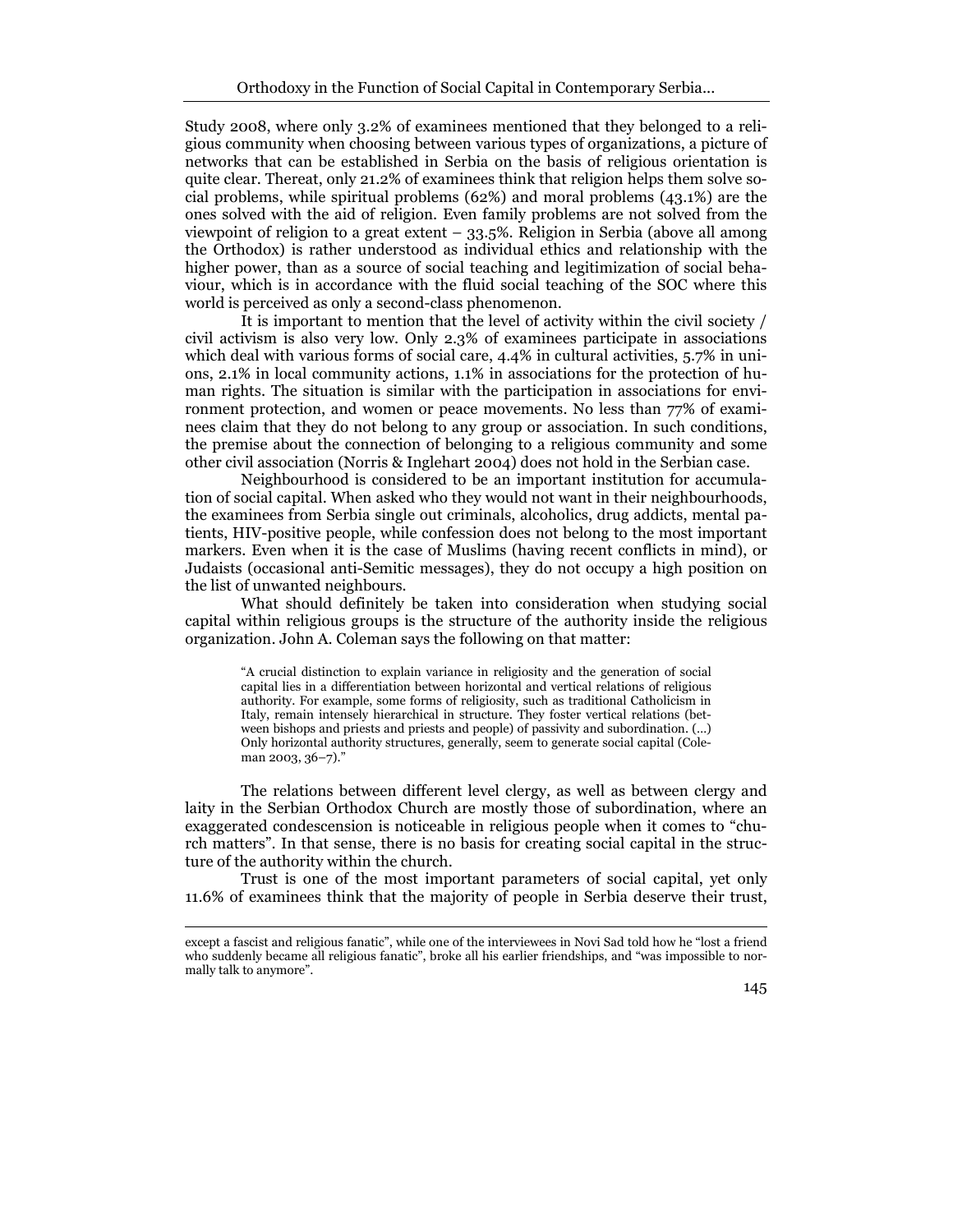Study 2008, where only 3.2% of examinees mentioned that they belonged to a religious community when choosing between various types of organizations, a picture of networks that can be established in Serbia on the basis of religious orientation is quite clear. Thereat, only 21.2% of examinees think that religion helps them solve social problems, while spiritual problems (62%) and moral problems (43.1%) are the ones solved with the aid of religion. Even family problems are not solved from the viewpoint of religion to a great extent – 33.5%. Religion in Serbia (above all among the Orthodox) is rather understood as individual ethics and relationship with the higher power, than as a source of social teaching and legitimization of social behaviour, which is in accordance with the fluid social teaching of the SOC where this world is perceived as only a second-class phenomenon.

It is important to mention that the level of activity within the civil society / civil activism is also very low. Only 2.3% of examinees participate in associations which deal with various forms of social care, 4.4% in cultural activities, 5.7% in unions, 2.1% in local community actions, 1.1% in associations for the protection of human rights. The situation is similar with the participation in associations for environment protection, and women or peace movements. No less than 77% of examinees claim that they do not belong to any group or association. In such conditions, the premise about the connection of belonging to a religious community and some other civil association (Norris & Inglehart 2004) does not hold in the Serbian case.

Neighbourhood is considered to be an important institution for accumulation of social capital. When asked who they would not want in their neighbourhoods, the examinees from Serbia single out criminals, alcoholics, drug addicts, mental patients, HIV-positive people, while confession does not belong to the most important markers. Even when it is the case of Muslims (having recent conflicts in mind), or Judaists (occasional anti-Semitic messages), they do not occupy a high position on the list of unwanted neighbours.

What should definitely be taken into consideration when studying social capital within religious groups is the structure of the authority inside the religious organization. John A. Coleman says the following on that matter:

> "A crucial distinction to explain variance in religiosity and the generation of social capital lies in a differentiation between horizontal and vertical relations of religious authority. For example, some forms of religiosity, such as traditional Catholicism in Italy, remain intensely hierarchical in structure. They foster vertical relations (between bishops and priests and priests and people) of passivity and subordination. (...) Only horizontal authority structures, generally, seem to generate social capital (Coleman 2003, 36–7)."

The relations between different level clergy, as well as between clergy and laity in the Serbian Orthodox Church are mostly those of subordination, where an exaggerated condescension is noticeable in religious people when it comes to "church matters". In that sense, there is no basis for creating social capital in the structure of the authority within the church.

Trust is one of the most important parameters of social capital, yet only 11.6% of examinees think that the majority of people in Serbia deserve their trust,

---

except a fascist and religious fanatic", while one of the interviewees in Novi Sad told how he "lost a friend who suddenly became all religious fanatic", broke all his earlier friendships, and "was impossible to normally talk to anymore".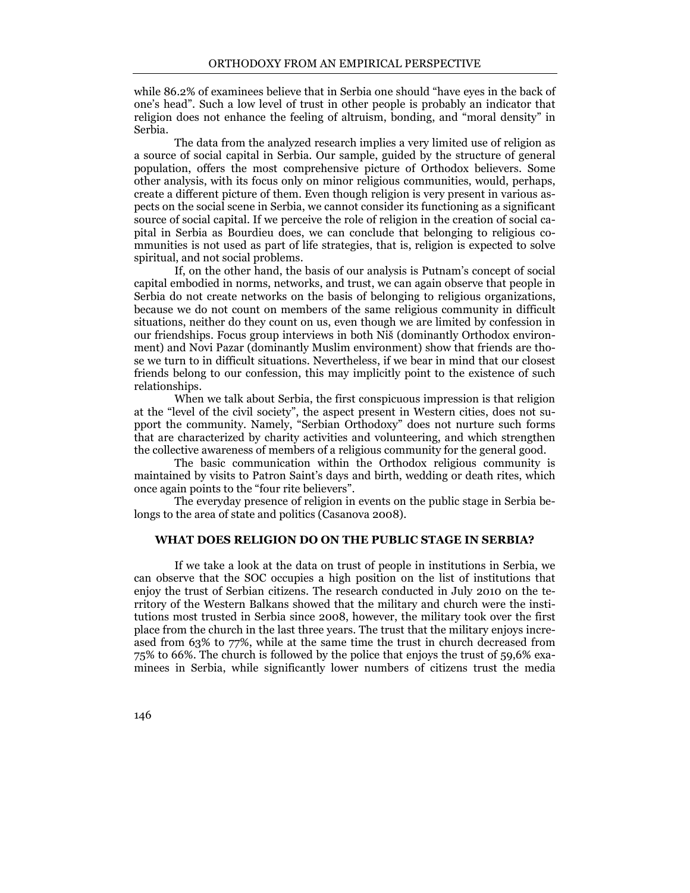while 86.2% of examinees believe that in Serbia one should "have eyes in the back of one's head". Such a low level of trust in other people is probably an indicator that religion does not enhance the feeling of altruism, bonding, and "moral density" in Serbia.

The data from the analyzed research implies a very limited use of religion as a source of social capital in Serbia. Our sample, guided by the structure of general population, offers the most comprehensive picture of Orthodox believers. Some other analysis, with its focus only on minor religious communities, would, perhaps, create a different picture of them. Even though religion is very present in various aspects on the social scene in Serbia, we cannot consider its functioning as a significant source of social capital. If we perceive the role of religion in the creation of social capital in Serbia as Bourdieu does, we can conclude that belonging to religious communities is not used as part of life strategies, that is, religion is expected to solve spiritual, and not social problems.

If, on the other hand, the basis of our analysis is Putnam's concept of social capital embodied in norms, networks, and trust, we can again observe that people in Serbia do not create networks on the basis of belonging to religious organizations, because we do not count on members of the same religious community in difficult situations, neither do they count on us, even though we are limited by confession in our friendships. Focus group interviews in both Niš (dominantly Orthodox environment) and Novi Pazar (dominantly Muslim environment) show that friends are those we turn to in difficult situations. Nevertheless, if we bear in mind that our closest friends belong to our confession, this may implicitly point to the existence of such relationships.

When we talk about Serbia, the first conspicuous impression is that religion at the "level of the civil society", the aspect present in Western cities, does not support the community. Namely, "Serbian Orthodoxy" does not nurture such forms that are characterized by charity activities and volunteering, and which strengthen the collective awareness of members of a religious community for the general good.

The basic communication within the Orthodox religious community is maintained by visits to Patron Saint's days and birth, wedding or death rites, which once again points to the "four rite believers".

The everyday presence of religion in events on the public stage in Serbia belongs to the area of state and politics (Casanova 2008).

## WHAT DOES RELIGION DO ON THE PUBLIC STAGE IN SERBIA?

If we take a look at the data on trust of people in institutions in Serbia, we can observe that the SOC occupies a high position on the list of institutions that enjoy the trust of Serbian citizens. The research conducted in July 2010 on the territory of the Western Balkans showed that the military and church were the institutions most trusted in Serbia since 2008, however, the military took over the first place from the church in the last three years. The trust that the military enjoys increased from 63% to 77%, while at the same time the trust in church decreased from 75% to 66%. The church is followed by the police that enjoys the trust of 59,6% examinees in Serbia, while significantly lower numbers of citizens trust the media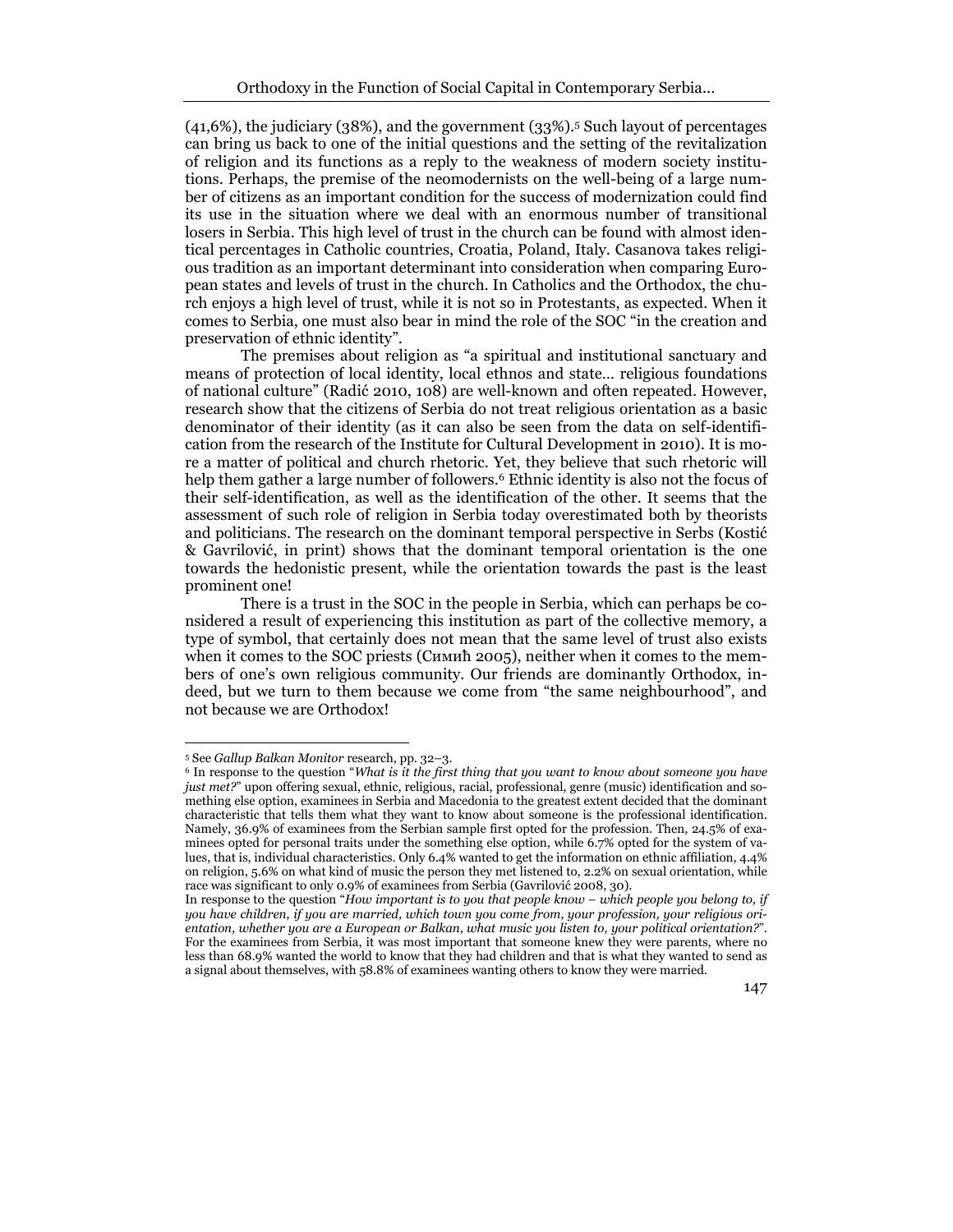(41,6%), the judiciary (38%), and the government (33%).[5] Such layout of percentages can bring us back to one of the initial questions and the setting of the revitalization of religion and its functions as a reply to the weakness of modern society institutions. Perhaps, the premise of the neomodernists on the well-being of a large number of citizens as an important condition for the success of modernization could find its use in the situation where we deal with an enormous number of transitional losers in Serbia. This high level of trust in the church can be found with almost identical percentages in Catholic countries, Croatia, Poland, Italy. Casanova takes religious tradition as an important determinant into consideration when comparing European states and levels of trust in the church. In Catholics and the Orthodox, the church enjoys a high level of trust, while it is not so in Protestants, as expected. When it comes to Serbia, one must also bear in mind the role of the SOC "in the creation and preservation of ethnic identity".

The premises about religion as "a spiritual and institutional sanctuary and means of protection of local identity, local ethnos and state… religious foundations of national culture" (Radić 2010, 108) are well-known and often repeated. However, research show that the citizens of Serbia do not treat religious orientation as a basic denominator of their identity (as it can also be seen from the data on self-identification from the research of the Institute for Cultural Development in 2010). It is more a matter of political and church rhetoric. Yet, they believe that such rhetoric will help them gather a large number of followers.[6] Ethnic identity is also not the focus of their self-identification, as well as the identification of the other. It seems that the assessment of such role of religion in Serbia today overestimated both by theorists and politicians. The research on the dominant temporal perspective in Serbs (Kostić & Gavrilović, in print) shows that the dominant temporal orientation is the one towards the hedonistic present, while the orientation towards the past is the least prominent one!

There is a trust in the SOC in the people in Serbia, which can perhaps be considered a result of experiencing this institution as part of the collective memory, a type of symbol, that certainly does not mean that the same level of trust also exists when it comes to the SOC priests (Симић 2005), neither when it comes to the members of one's own religious community. Our friends are dominantly Orthodox, indeed, but we turn to them because we come from "the same neighbourhood", and not because we are Orthodox!

---

[5] See *Gallup Balkan Monitor* research, pp. 32–3.

[6] In response to the question "*What is it the first thing that you want to know about someone you have just met?*" upon offering sexual, ethnic, religious, racial, professional, genre (music) identification and something else option, examinees in Serbia and Macedonia to the greatest extent decided that the dominant characteristic that tells them what they want to know about someone is the professional identification. Namely, 36.9% of examinees from the Serbian sample first opted for the profession. Then, 24.5% of examinees opted for personal traits under the something else option, while 6.7% opted for the system of values, that is, individual characteristics. Only 6.4% wanted to get the information on ethnic affiliation, 4.4% on religion, 5.6% on what kind of music the person they met listened to, 2.2% on sexual orientation, while race was significant to only 0.9% of examinees from Serbia (Gavrilović 2008, 30).

In response to the question "*How important is to you that people know – which people you belong to, if you have children, if you are married, which town you come from, your profession, your religious orientation, whether you are a European or Balkan, what music you listen to, your political orientation?*". For the examinees from Serbia, it was most important that someone knew they were parents, where no less than 68.9% wanted the world to know that they had children and that is what they wanted to send as a signal about themselves, with 58.8% of examinees wanting others to know they were married.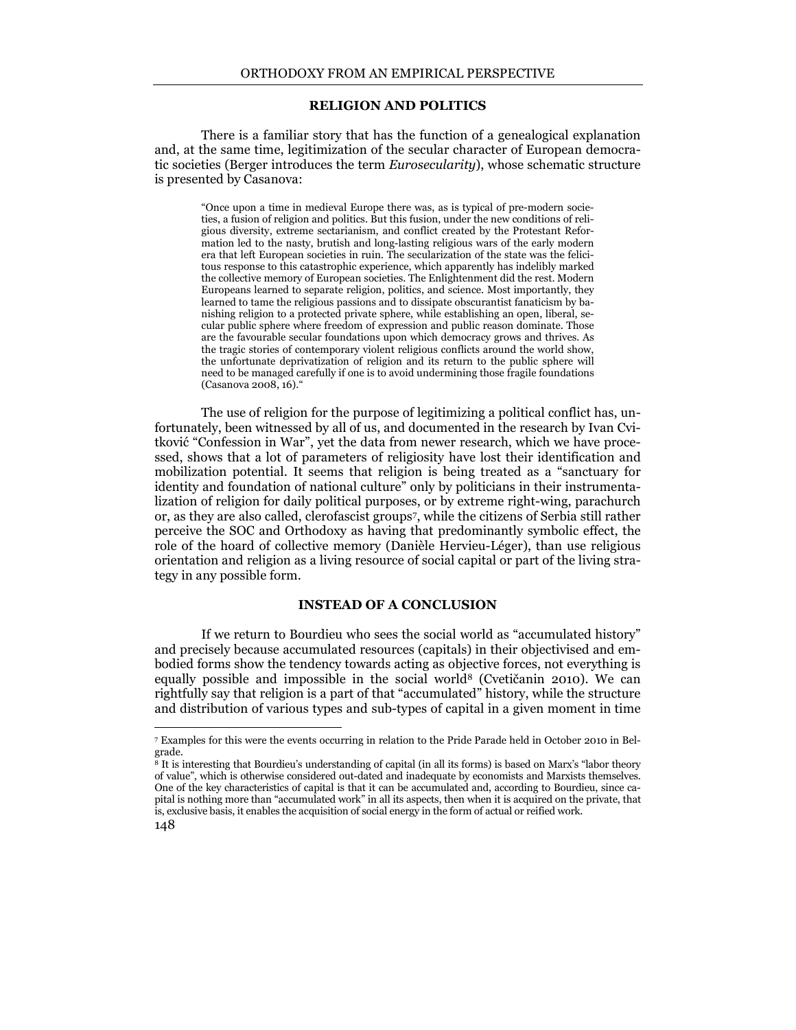## RELIGION AND POLITICS

There is a familiar story that has the function of a genealogical explanation and, at the same time, legitimization of the secular character of European democratic societies (Berger introduces the term *Eurosecularity*), whose schematic structure is presented by Casanova:

> "Once upon a time in medieval Europe there was, as is typical of pre-modern societies, a fusion of religion and politics. But this fusion, under the new conditions of religious diversity, extreme sectarianism, and conflict created by the Protestant Reformation led to the nasty, brutish and long-lasting religious wars of the early modern era that left European societies in ruin. The secularization of the state was the felicitous response to this catastrophic experience, which apparently has indelibly marked the collective memory of European societies. The Enlightenment did the rest. Modern Europeans learned to separate religion, politics, and science. Most importantly, they learned to tame the religious passions and to dissipate obscurantist fanaticism by banishing religion to a protected private sphere, while establishing an open, liberal, secular public sphere where freedom of expression and public reason dominate. Those are the favourable secular foundations upon which democracy grows and thrives. As the tragic stories of contemporary violent religious conflicts around the world show, the unfortunate deprivatization of religion and its return to the public sphere will need to be managed carefully if one is to avoid undermining those fragile foundations (Casanova 2008, 16)."

The use of religion for the purpose of legitimizing a political conflict has, unfortunately, been witnessed by all of us, and documented in the research by Ivan Cvitković "Confession in War", yet the data from newer research, which we have processed, shows that a lot of parameters of religiosity have lost their identification and mobilization potential. It seems that religion is being treated as a "sanctuary for identity and foundation of national culture" only by politicians in their instrumentalization of religion for daily political purposes, or by extreme right-wing, parachurch or, as they are also called, clerofascist groups[7], while the citizens of Serbia still rather perceive the SOC and Orthodoxy as having that predominantly symbolic effect, the role of the hoard of collective memory (Danièle Hervieu-Léger), than use religious orientation and religion as a living resource of social capital or part of the living strategy in any possible form.

## INSTEAD OF A CONCLUSION

If we return to Bourdieu who sees the social world as "accumulated history" and precisely because accumulated resources (capitals) in their objectivised and embodied forms show the tendency towards acting as objective forces, not everything is equally possible and impossible in the social world[8] (Cvetičanin 2010). We can rightfully say that religion is a part of that "accumulated" history, while the structure and distribution of various types and sub-types of capital in a given moment in time

---

[7] Examples for this were the events occurring in relation to the Pride Parade held in October 2010 in Belgrade.

[8] It is interesting that Bourdieu's understanding of capital (in all its forms) is based on Marx's "labor theory of value", which is otherwise considered out-dated and inadequate by economists and Marxists themselves. One of the key characteristics of capital is that it can be accumulated and, according to Bourdieu, since capital is nothing more than "accumulated work" in all its aspects, then when it is acquired on the private, that is, exclusive basis, it enables the acquisition of social energy in the form of actual or reified work.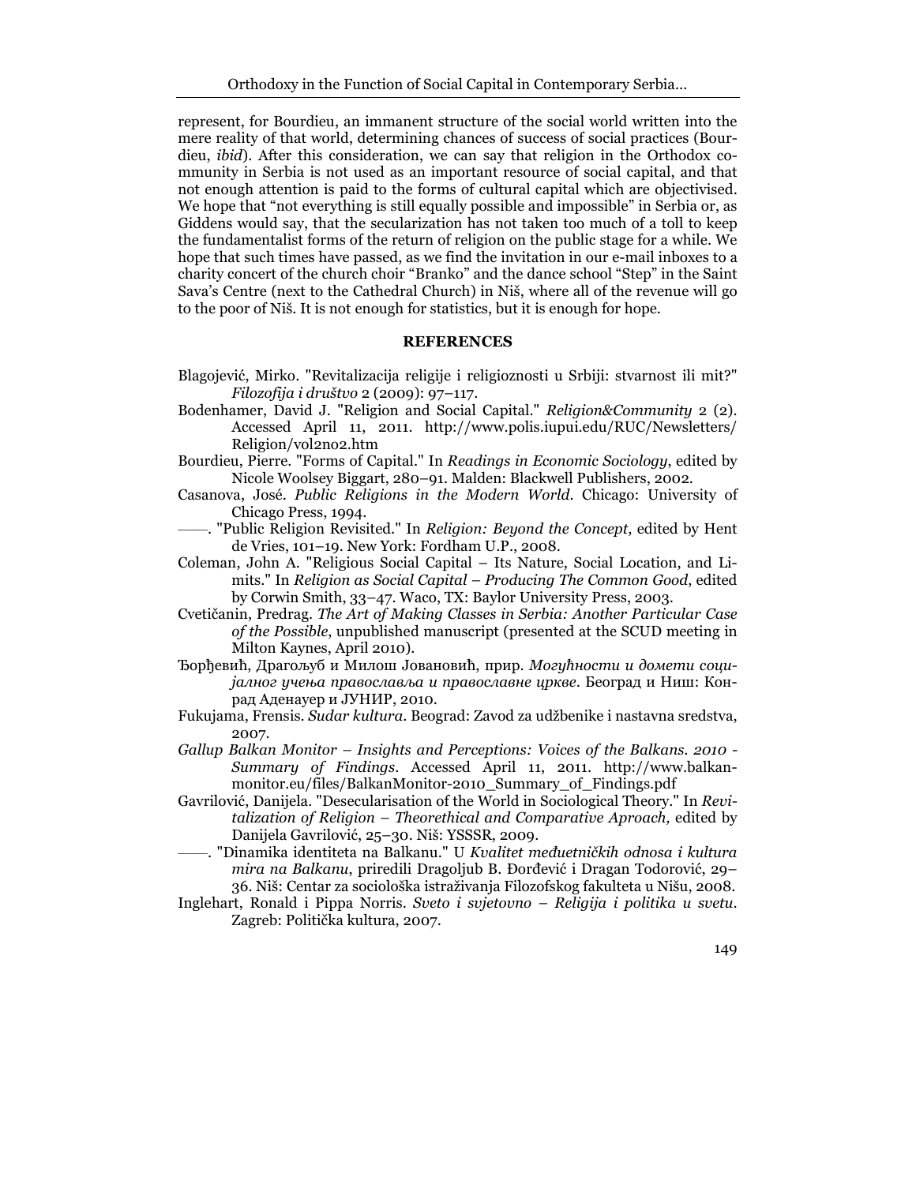represent, for Bourdieu, an immanent structure of the social world written into the mere reality of that world, determining chances of success of social practices (Bourdieu, *ibid*). After this consideration, we can say that religion in the Orthodox community in Serbia is not used as an important resource of social capital, and that not enough attention is paid to the forms of cultural capital which are objectivised. We hope that "not everything is still equally possible and impossible" in Serbia or, as Giddens would say, that the secularization has not taken too much of a toll to keep the fundamentalist forms of the return of religion on the public stage for a while. We hope that such times have passed, as we find the invitation in our e-mail inboxes to a charity concert of the church choir "Branko" and the dance school "Step" in the Saint Sava's Centre (next to the Cathedral Church) in Niš, where all of the revenue will go to the poor of Niš. It is not enough for statistics, but it is enough for hope.

## REFERENCES

Blagojević, Mirko. "Revitalizacija religije i religioznosti u Srbiji: stvarnost ili mit?" *Filozofija i društvo* 2 (2009): 97–117.

Bodenhamer, David J. "Religion and Social Capital." *Religion&Community* 2 (2). Accessed April 11, 2011. http://www.polis.iupui.edu/RUC/Newsletters/Religion/vol2no2.htm

Bourdieu, Pierre. "Forms of Capital." In *Readings in Economic Sociology*, edited by Nicole Woolsey Biggart, 280–91. Malden: Blackwell Publishers, 2002.

Casanova, José. *Public Religions in the Modern World*. Chicago: University of Chicago Press, 1994.

——. "Public Religion Revisited." In *Religion: Beyond the Concept*, edited by Hent de Vries, 101–19. New York: Fordham U.P., 2008.

Coleman, John A. "Religious Social Capital – Its Nature, Social Location, and Limits." In *Religion as Social Capital – Producing The Common Good*, edited by Corwin Smith, 33–47. Waco, TX: Baylor University Press, 2003.

Cvetičanin, Predrag. *The Art of Making Classes in Serbia: Another Particular Case of the Possible*, unpublished manuscript (presented at the SCUD meeting in Milton Kaynes, April 2010).

Ђорђевић, Драгољуб и Милош Јовановић, прир. *Могућности и домети социјалног учења православља и православне цркве*. Београд и Ниш: Конрад Аденауер и ЈУНИР, 2010.

Fukujama, Frensis. *Sudar kultura*. Beograd: Zavod za udžbenike i nastavna sredstva, 2007.

*Gallup Balkan Monitor – Insights and Perceptions: Voices of the Balkans. 2010 - Summary of Findings*. Accessed April 11, 2011. http://www.balkan-monitor.eu/files/BalkanMonitor-2010_Summary_of_Findings.pdf

Gavrilović, Danijela. "Desecularisation of the World in Sociological Theory." In *Revitalization of Religion – Theorethical and Comparative Aproach,* edited by Danijela Gavrilović, 25–30. Niš: YSSSR, 2009.

——. "Dinamika identiteta na Balkanu." U *Kvalitet međuetničkih odnosa i kultura mira na Balkanu*, priredili Dragoljub B. Đorđević i Dragan Todorović, 29–36. Niš: Centar za sociološka istraživanja Filozofskog fakulteta u Nišu, 2008.

Inglehart, Ronald i Pippa Norris. *Sveto i svjetovno – Religija i politika u svetu*. Zagreb: Politička kultura, 2007.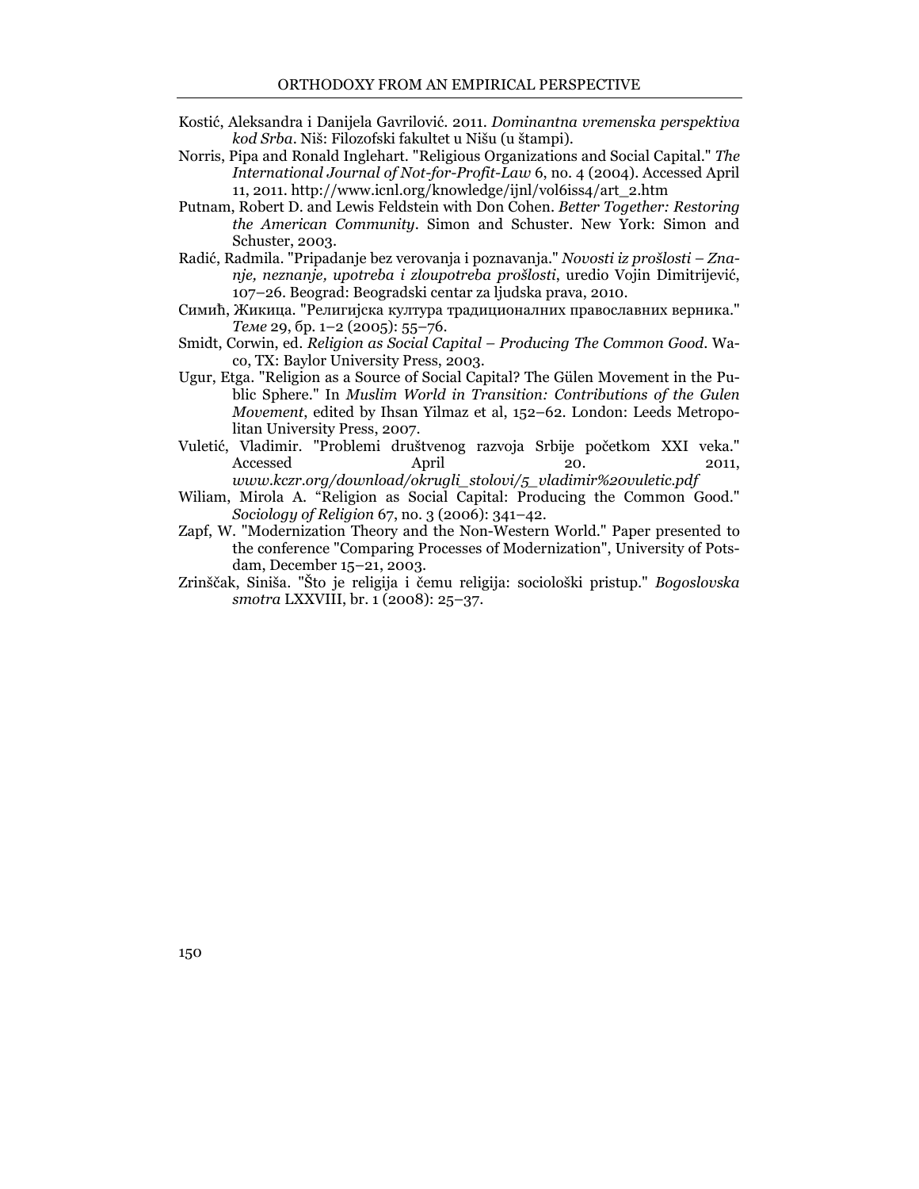Kostić, Aleksandra i Danijela Gavrilović. 2011. *Dominantna vremenska perspektiva kod Srba*. Niš: Filozofski fakultet u Nišu (u štampi).

Norris, Pipa and Ronald Inglehart. "Religious Organizations and Social Capital." *The International Journal of Not-for-Profit-Law* 6, no. 4 (2004). Accessed April 11, 2011. http://www.icnl.org/knowledge/ijnl/vol6iss4/art_2.htm

Putnam, Robert D. and Lewis Feldstein with Don Cohen. *Better Together: Restoring the American Community*. Simon and Schuster. New York: Simon and Schuster, 2003.

Radić, Radmila. "Pripadanje bez verovanja i poznavanja." *Novosti iz prošlosti – Znanje, neznanje, upotreba i zloupotreba prošlosti*, uredio Vojin Dimitrijević, 107–26. Beograd: Beogradski centar za ljudska prava, 2010.

Симић, Жикица. "Религијска култура традиционалних православних верника." *Теме* 29, бр. 1–2 (2005): 55–76.

Smidt, Corwin, ed. *Religion as Social Capital – Producing The Common Good*. Waco, TX: Baylor University Press, 2003.

Ugur, Etga. "Religion as a Source of Social Capital? The Gülen Movement in the Public Sphere." In *Muslim World in Transition: Contributions of the Gulen Movement*, edited by Ihsan Yilmaz et al, 152–62. London: Leeds Metropolitan University Press, 2007.

Vuletić, Vladimir. "Problemi društvenog razvoja Srbije početkom XXI veka." Accessed April 20. 2011, *www.kczr.org/download/okrugli_stolovi/5_vladimir%20vuletic.pdf*

Wiliam, Mirola A. "Religion as Social Capital: Producing the Common Good." *Sociology of Religion* 67, no. 3 (2006): 341–42.

Zapf, W. "Modernization Theory and the Non-Western World." Paper presented to the conference "Comparing Processes of Modernization", University of Potsdam, December 15–21, 2003.

Zrinščak, Siniša. "Što je religija i čemu religija: sociološki pristup." *Bogoslovska smotra* LXXVIII, br. 1 (2008): 25–37.